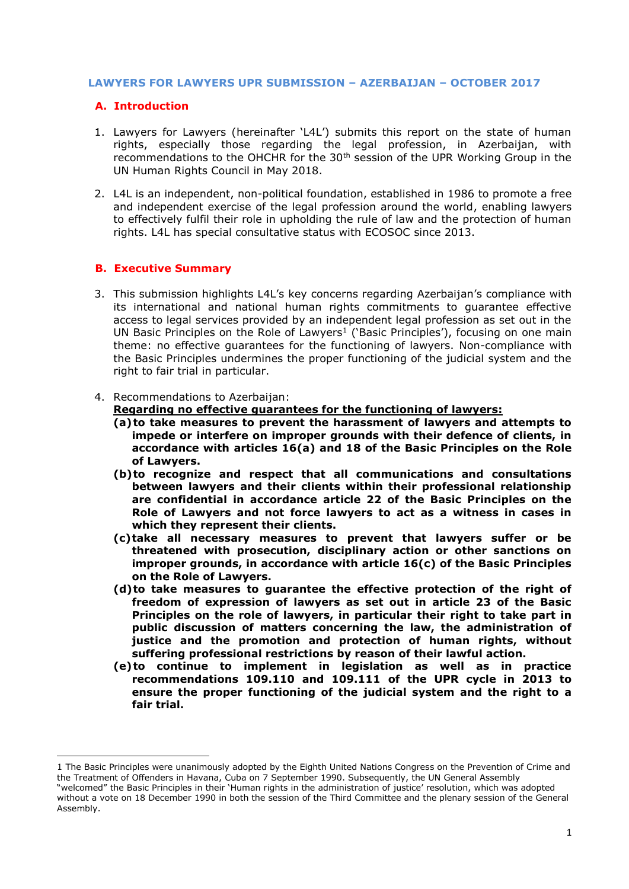**LAWYERS FOR LAWYERS UPR SUBMISSION – AZERBAIJAN – OCTOBER 2017**

## A. Introduction

1. Lawyers for Lawyers (hereinafter 'L4L') submits this report on the state of human rights, especially those regarding the legal profession, in Azerbaijan, with recommendations to the OHCHR for the 30th session of the UPR Working Group in the UN Human Rights Council in May 2018.

2. L4L is an independent, non-political foundation, established in 1986 to promote a free and independent exercise of the legal profession around the world, enabling lawyers to effectively fulfil their role in upholding the rule of law and the protection of human rights. L4L has special consultative status with ECOSOC since 2013.

## B. Executive Summary

3. This submission highlights L4L's key concerns regarding Azerbaijan's compliance with its international and national human rights commitments to guarantee effective access to legal services provided by an independent legal profession as set out in the UN Basic Principles on the Role of Lawyers[1] ('Basic Principles'), focusing on one main theme: no effective guarantees for the functioning of lawyers. Non-compliance with the Basic Principles undermines the proper functioning of the judicial system and the right to fair trial in particular.

4. Recommendations to Azerbaijan:

   **Regarding no effective guarantees for the functioning of lawyers:**

   **(a) to take measures to prevent the harassment of lawyers and attempts to impede or interfere on improper grounds with their defence of clients, in accordance with articles 16(a) and 18 of the Basic Principles on the Role of Lawyers.**

   **(b) to recognize and respect that all communications and consultations between lawyers and their clients within their professional relationship are confidential in accordance article 22 of the Basic Principles on the Role of Lawyers and not force lawyers to act as a witness in cases in which they represent their clients.**

   **(c) take all necessary measures to prevent that lawyers suffer or be threatened with prosecution, disciplinary action or other sanctions on improper grounds, in accordance with article 16(c) of the Basic Principles on the Role of Lawyers.**

   **(d) to take measures to guarantee the effective protection of the right of freedom of expression of lawyers as set out in article 23 of the Basic Principles on the role of lawyers, in particular their right to take part in public discussion of matters concerning the law, the administration of justice and the promotion and protection of human rights, without suffering professional restrictions by reason of their lawful action.**

   **(e) to continue to implement in legislation as well as in practice recommendations 109.110 and 109.111 of the UPR cycle in 2013 to ensure the proper functioning of the judicial system and the right to a fair trial.**

---

1 The Basic Principles were unanimously adopted by the Eighth United Nations Congress on the Prevention of Crime and the Treatment of Offenders in Havana, Cuba on 7 September 1990. Subsequently, the UN General Assembly "welcomed" the Basic Principles in their 'Human rights in the administration of justice' resolution, which was adopted without a vote on 18 December 1990 in both the session of the Third Committee and the plenary session of the General Assembly.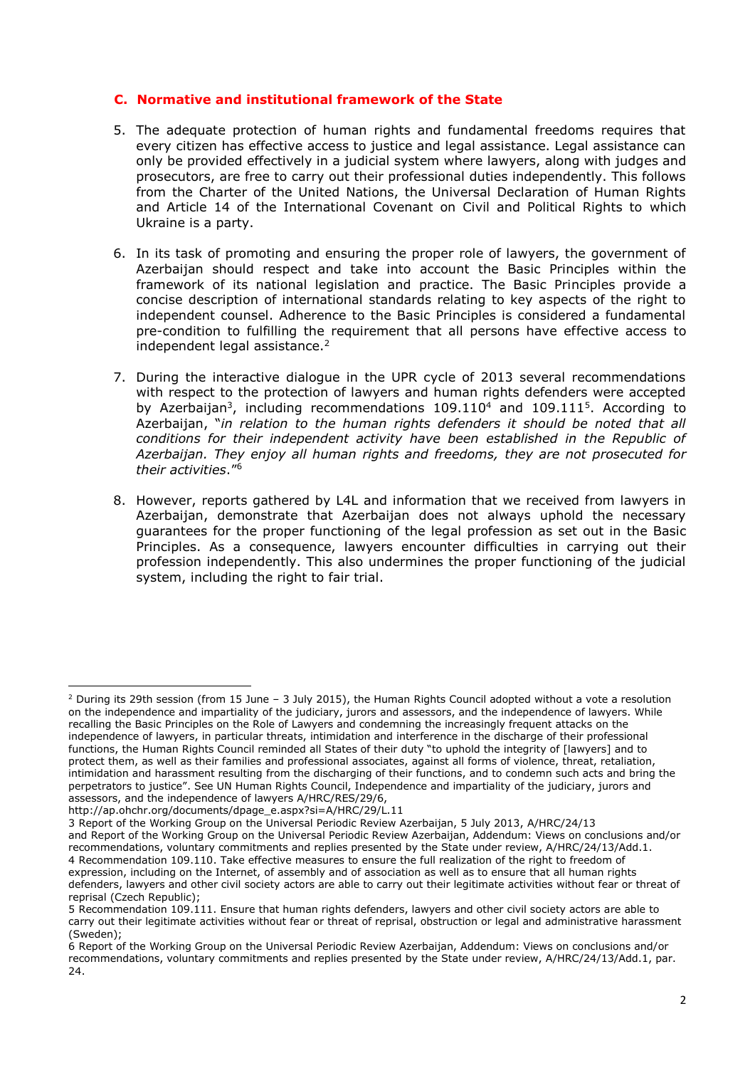## C. Normative and institutional framework of the State

5. The adequate protection of human rights and fundamental freedoms requires that every citizen has effective access to justice and legal assistance. Legal assistance can only be provided effectively in a judicial system where lawyers, along with judges and prosecutors, are free to carry out their professional duties independently. This follows from the Charter of the United Nations, the Universal Declaration of Human Rights and Article 14 of the International Covenant on Civil and Political Rights to which Ukraine is a party.

6. In its task of promoting and ensuring the proper role of lawyers, the government of Azerbaijan should respect and take into account the Basic Principles within the framework of its national legislation and practice. The Basic Principles provide a concise description of international standards relating to key aspects of the right to independent counsel. Adherence to the Basic Principles is considered a fundamental pre-condition to fulfilling the requirement that all persons have effective access to independent legal assistance.[2]

7. During the interactive dialogue in the UPR cycle of 2013 several recommendations with respect to the protection of lawyers and human rights defenders were accepted by Azerbaijan[3], including recommendations 109.110[4] and 109.111[5]. According to Azerbaijan, "*in relation to the human rights defenders it should be noted that all conditions for their independent activity have been established in the Republic of Azerbaijan. They enjoy all human rights and freedoms, they are not prosecuted for their activities*."[6]

8. However, reports gathered by L4L and information that we received from lawyers in Azerbaijan, demonstrate that Azerbaijan does not always uphold the necessary guarantees for the proper functioning of the legal profession as set out in the Basic Principles. As a consequence, lawyers encounter difficulties in carrying out their profession independently. This also undermines the proper functioning of the judicial system, including the right to fair trial.

---

[2] During its 29th session (from 15 June – 3 July 2015), the Human Rights Council adopted without a vote a resolution on the independence and impartiality of the judiciary, jurors and assessors, and the independence of lawyers. While recalling the Basic Principles on the Role of Lawyers and condemning the increasingly frequent attacks on the independence of lawyers, in particular threats, intimidation and interference in the discharge of their professional functions, the Human Rights Council reminded all States of their duty "to uphold the integrity of [lawyers] and to protect them, as well as their families and professional associates, against all forms of violence, threat, retaliation, intimidation and harassment resulting from the discharging of their functions, and to condemn such acts and bring the perpetrators to justice". See UN Human Rights Council, Independence and impartiality of the judiciary, jurors and assessors, and the independence of lawyers A/HRC/RES/29/6, http://ap.ohchr.org/documents/dpage_e.aspx?si=A/HRC/29/L.11

[3] Report of the Working Group on the Universal Periodic Review Azerbaijan, 5 July 2013, A/HRC/24/13 and Report of the Working Group on the Universal Periodic Review Azerbaijan, Addendum: Views on conclusions and/or recommendations, voluntary commitments and replies presented by the State under review, A/HRC/24/13/Add.1.

[4] Recommendation 109.110. Take effective measures to ensure the full realization of the right to freedom of expression, including on the Internet, of assembly and of association as well as to ensure that all human rights defenders, lawyers and other civil society actors are able to carry out their legitimate activities without fear or threat of reprisal (Czech Republic);

[5] Recommendation 109.111. Ensure that human rights defenders, lawyers and other civil society actors are able to carry out their legitimate activities without fear or threat of reprisal, obstruction or legal and administrative harassment (Sweden);

[6] Report of the Working Group on the Universal Periodic Review Azerbaijan, Addendum: Views on conclusions and/or recommendations, voluntary commitments and replies presented by the State under review, A/HRC/24/13/Add.1, par. 24.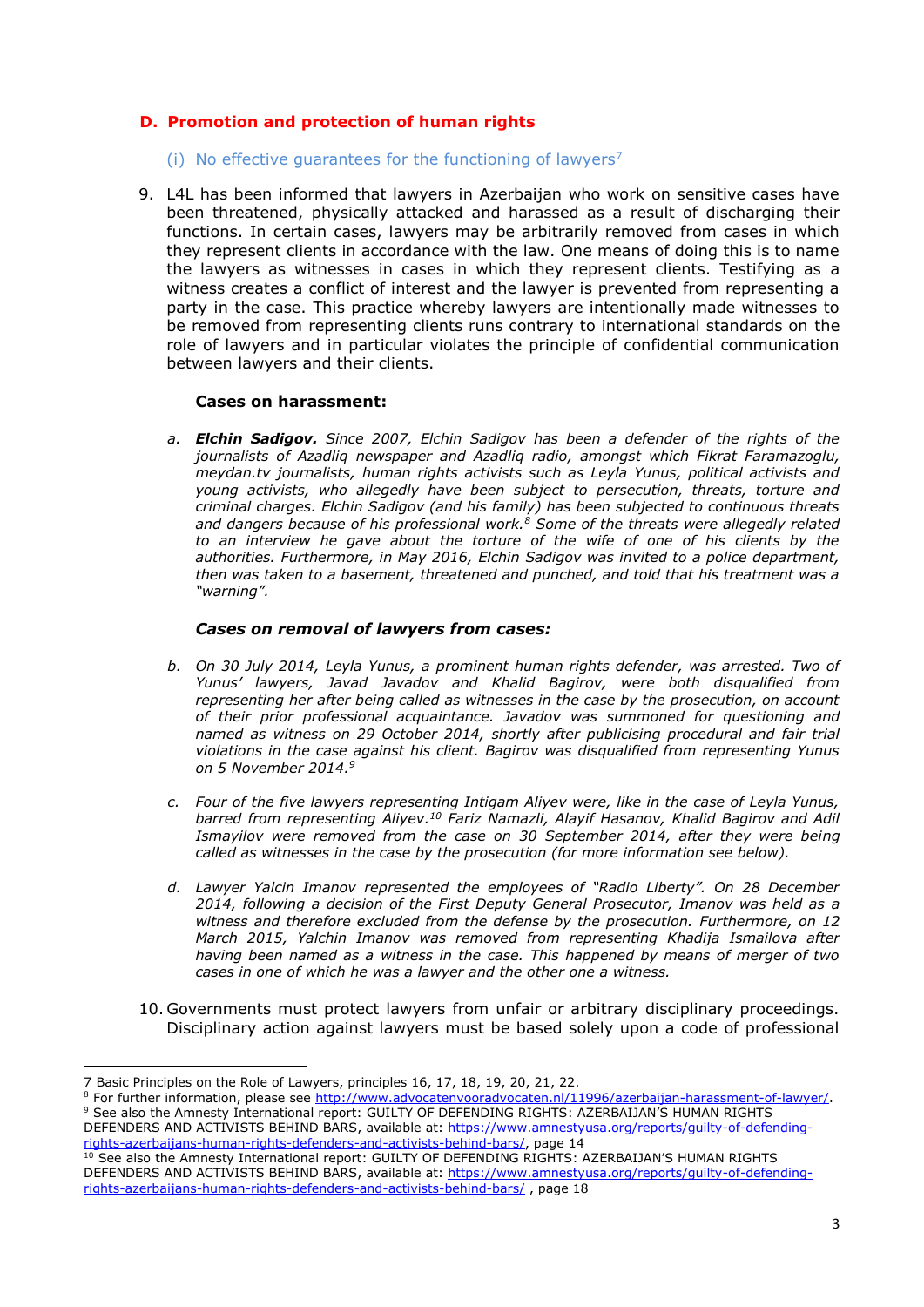## D. Promotion and protection of human rights

### (i) No effective guarantees for the functioning of lawyers[7]

9. L4L has been informed that lawyers in Azerbaijan who work on sensitive cases have been threatened, physically attacked and harassed as a result of discharging their functions. In certain cases, lawyers may be arbitrarily removed from cases in which they represent clients in accordance with the law. One means of doing this is to name the lawyers as witnesses in cases in which they represent clients. Testifying as a witness creates a conflict of interest and the lawyer is prevented from representing a party in the case. This practice whereby lawyers are intentionally made witnesses to be removed from representing clients runs contrary to international standards on the role of lawyers and in particular violates the principle of confidential communication between lawyers and their clients.

**Cases on harassment:**

a. ***Elchin Sadigov.*** *Since 2007, Elchin Sadigov has been a defender of the rights of the journalists of Azadliq newspaper and Azadliq radio, amongst which Fikrat Faramazoglu, meydan.tv journalists, human rights activists such as Leyla Yunus, political activists and young activists, who allegedly have been subject to persecution, threats, torture and criminal charges. Elchin Sadigov (and his family) has been subjected to continuous threats and dangers because of his professional work.[8] Some of the threats were allegedly related to an interview he gave about the torture of the wife of one of his clients by the authorities. Furthermore, in May 2016, Elchin Sadigov was invited to a police department, then was taken to a basement, threatened and punched, and told that his treatment was a "warning".*

***Cases on removal of lawyers from cases:***

b. *On 30 July 2014, Leyla Yunus, a prominent human rights defender, was arrested. Two of Yunus' lawyers, Javad Javadov and Khalid Bagirov, were both disqualified from representing her after being called as witnesses in the case by the prosecution, on account of their prior professional acquaintance. Javadov was summoned for questioning and named as witness on 29 October 2014, shortly after publicising procedural and fair trial violations in the case against his client. Bagirov was disqualified from representing Yunus on 5 November 2014.[9]*

c. *Four of the five lawyers representing Intigam Aliyev were, like in the case of Leyla Yunus, barred from representing Aliyev.[10] Fariz Namazli, Alayif Hasanov, Khalid Bagirov and Adil Ismayilov were removed from the case on 30 September 2014, after they were being called as witnesses in the case by the prosecution (for more information see below).*

d. *Lawyer Yalcin Imanov represented the employees of "Radio Liberty". On 28 December 2014, following a decision of the First Deputy General Prosecutor, Imanov was held as a witness and therefore excluded from the defense by the prosecution. Furthermore, on 12 March 2015, Yalchin Imanov was removed from representing Khadija Ismailova after having been named as a witness in the case. This happened by means of merger of two cases in one of which he was a lawyer and the other one a witness.*

10. Governments must protect lawyers from unfair or arbitrary disciplinary proceedings. Disciplinary action against lawyers must be based solely upon a code of professional

---

7 Basic Principles on the Role of Lawyers, principles 16, 17, 18, 19, 20, 21, 22.

8 For further information, please see http://www.advocatenvooradvocaten.nl/11996/azerbaijan-harassment-of-lawyer/.

9 See also the Amnesty International report: GUILTY OF DEFENDING RIGHTS: AZERBAIJAN'S HUMAN RIGHTS DEFENDERS AND ACTIVISTS BEHIND BARS, available at: https://www.amnestyusa.org/reports/guilty-of-defending-rights-azerbaijans-human-rights-defenders-and-activists-behind-bars/, page 14

10 See also the Amnesty International report: GUILTY OF DEFENDING RIGHTS: AZERBAIJAN'S HUMAN RIGHTS DEFENDERS AND ACTIVISTS BEHIND BARS, available at: https://www.amnestyusa.org/reports/guilty-of-defending-rights-azerbaijans-human-rights-defenders-and-activists-behind-bars/ , page 18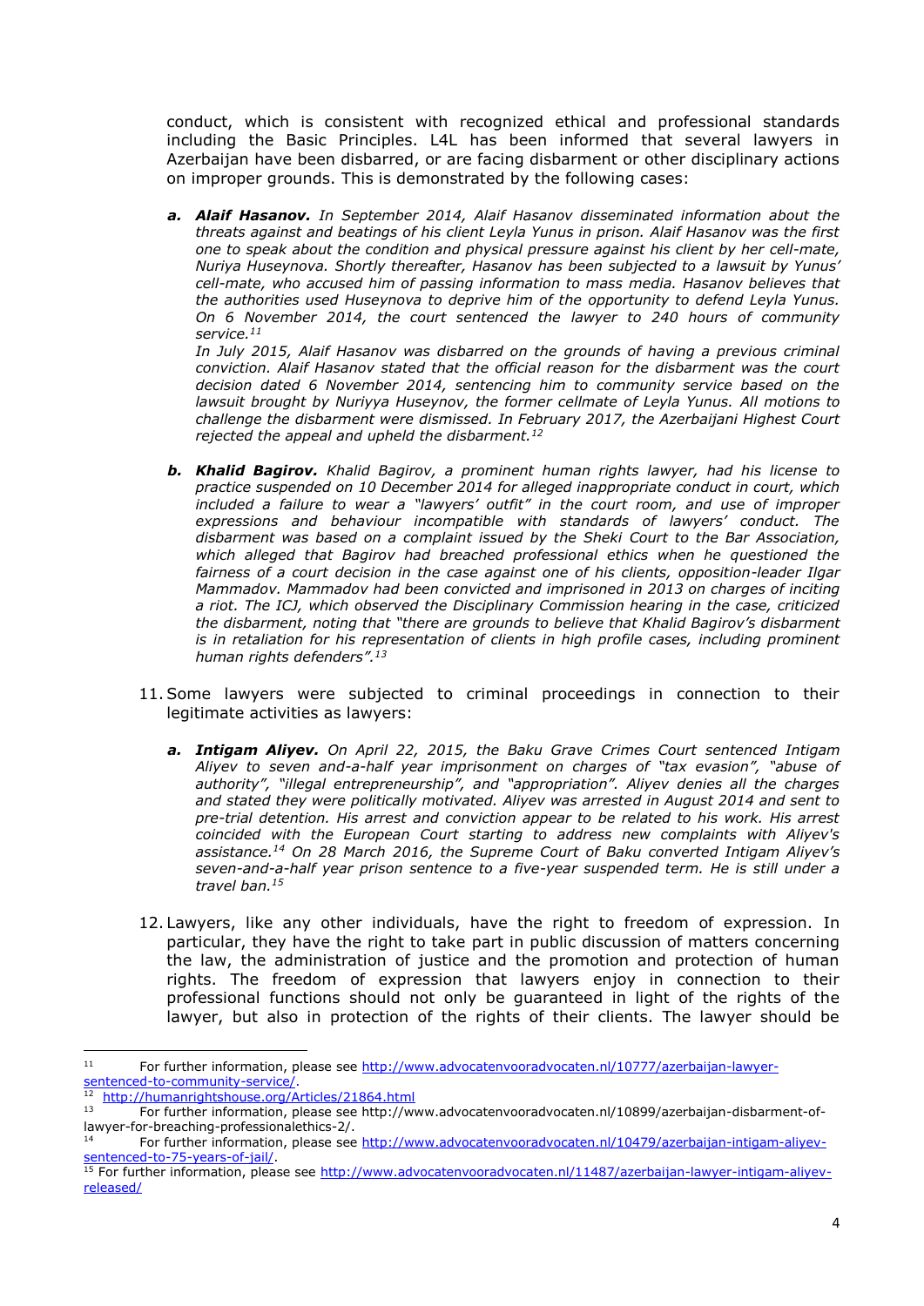conduct, which is consistent with recognized ethical and professional standards including the Basic Principles. L4L has been informed that several lawyers in Azerbaijan have been disbarred, or are facing disbarment or other disciplinary actions on improper grounds. This is demonstrated by the following cases:

a. ***Alaif Hasanov.*** *In September 2014, Alaif Hasanov disseminated information about the threats against and beatings of his client Leyla Yunus in prison. Alaif Hasanov was the first one to speak about the condition and physical pressure against his client by her cell-mate, Nuriya Huseynova. Shortly thereafter, Hasanov has been subjected to a lawsuit by Yunus' cell-mate, who accused him of passing information to mass media. Hasanov believes that the authorities used Huseynova to deprive him of the opportunity to defend Leyla Yunus. On 6 November 2014, the court sentenced the lawyer to 240 hours of community service.*[11]
*In July 2015, Alaif Hasanov was disbarred on the grounds of having a previous criminal conviction. Alaif Hasanov stated that the official reason for the disbarment was the court decision dated 6 November 2014, sentencing him to community service based on the lawsuit brought by Nuriyya Huseynov, the former cellmate of Leyla Yunus. All motions to challenge the disbarment were dismissed. In February 2017, the Azerbaijani Highest Court rejected the appeal and upheld the disbarment.*[12]

b. ***Khalid Bagirov.*** *Khalid Bagirov, a prominent human rights lawyer, had his license to practice suspended on 10 December 2014 for alleged inappropriate conduct in court, which included a failure to wear a "lawyers' outfit" in the court room, and use of improper expressions and behaviour incompatible with standards of lawyers' conduct. The disbarment was based on a complaint issued by the Sheki Court to the Bar Association, which alleged that Bagirov had breached professional ethics when he questioned the fairness of a court decision in the case against one of his clients, opposition-leader Ilgar Mammadov. Mammadov had been convicted and imprisoned in 2013 on charges of inciting a riot. The ICJ, which observed the Disciplinary Commission hearing in the case, criticized the disbarment, noting that "there are grounds to believe that Khalid Bagirov's disbarment is in retaliation for his representation of clients in high profile cases, including prominent human rights defenders".*[13]

11. Some lawyers were subjected to criminal proceedings in connection to their legitimate activities as lawyers:

a. ***Intigam Aliyev.*** *On April 22, 2015, the Baku Grave Crimes Court sentenced Intigam Aliyev to seven and-a-half year imprisonment on charges of "tax evasion", "abuse of authority", "illegal entrepreneurship", and "appropriation". Aliyev denies all the charges and stated they were politically motivated. Aliyev was arrested in August 2014 and sent to pre-trial detention. His arrest and conviction appear to be related to his work. His arrest coincided with the European Court starting to address new complaints with Aliyev's assistance.*[14] *On 28 March 2016, the Supreme Court of Baku converted Intigam Aliyev's seven-and-a-half year prison sentence to a five-year suspended term. He is still under a travel ban.*[15]

12. Lawyers, like any other individuals, have the right to freedom of expression. In particular, they have the right to take part in public discussion of matters concerning the law, the administration of justice and the promotion and protection of human rights. The freedom of expression that lawyers enjoy in connection to their professional functions should not only be guaranteed in light of the rights of the lawyer, but also in protection of the rights of their clients. The lawyer should be

---

[11] For further information, please see http://www.advocatenvooradvocaten.nl/10777/azerbaijan-lawyer-sentenced-to-community-service/.

[12] http://humanrightshouse.org/Articles/21864.html

[13] For further information, please see http://www.advocatenvooradvocaten.nl/10899/azerbaijan-disbarment-of-lawyer-for-breaching-professionalethics-2/.

[14] For further information, please see http://www.advocatenvooradvocaten.nl/10479/azerbaijan-intigam-aliyev-sentenced-to-75-years-of-jail/.

[15] For further information, please see http://www.advocatenvooradvocaten.nl/11487/azerbaijan-lawyer-intigam-aliyev-released/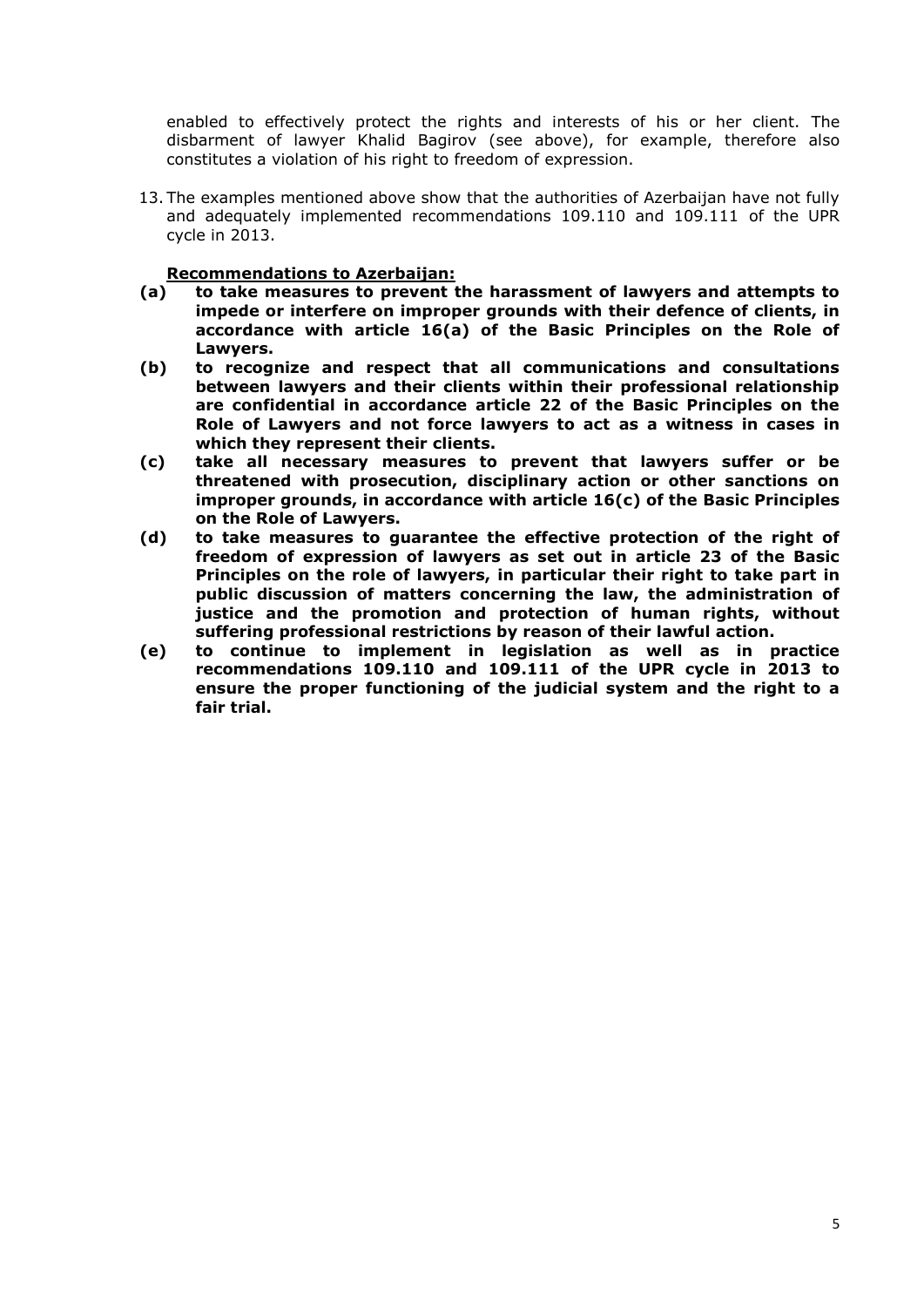enabled to effectively protect the rights and interests of his or her client. The disbarment of lawyer Khalid Bagirov (see above), for example, therefore also constitutes a violation of his right to freedom of expression.

13. The examples mentioned above show that the authorities of Azerbaijan have not fully and adequately implemented recommendations 109.110 and 109.111 of the UPR cycle in 2013.

**Recommendations to Azerbaijan:**

**(a) to take measures to prevent the harassment of lawyers and attempts to impede or interfere on improper grounds with their defence of clients, in accordance with article 16(a) of the Basic Principles on the Role of Lawyers.**

**(b) to recognize and respect that all communications and consultations between lawyers and their clients within their professional relationship are confidential in accordance article 22 of the Basic Principles on the Role of Lawyers and not force lawyers to act as a witness in cases in which they represent their clients.**

**(c) take all necessary measures to prevent that lawyers suffer or be threatened with prosecution, disciplinary action or other sanctions on improper grounds, in accordance with article 16(c) of the Basic Principles on the Role of Lawyers.**

**(d) to take measures to guarantee the effective protection of the right of freedom of expression of lawyers as set out in article 23 of the Basic Principles on the role of lawyers, in particular their right to take part in public discussion of matters concerning the law, the administration of justice and the promotion and protection of human rights, without suffering professional restrictions by reason of their lawful action.**

**(e) to continue to implement in legislation as well as in practice recommendations 109.110 and 109.111 of the UPR cycle in 2013 to ensure the proper functioning of the judicial system and the right to a fair trial.**